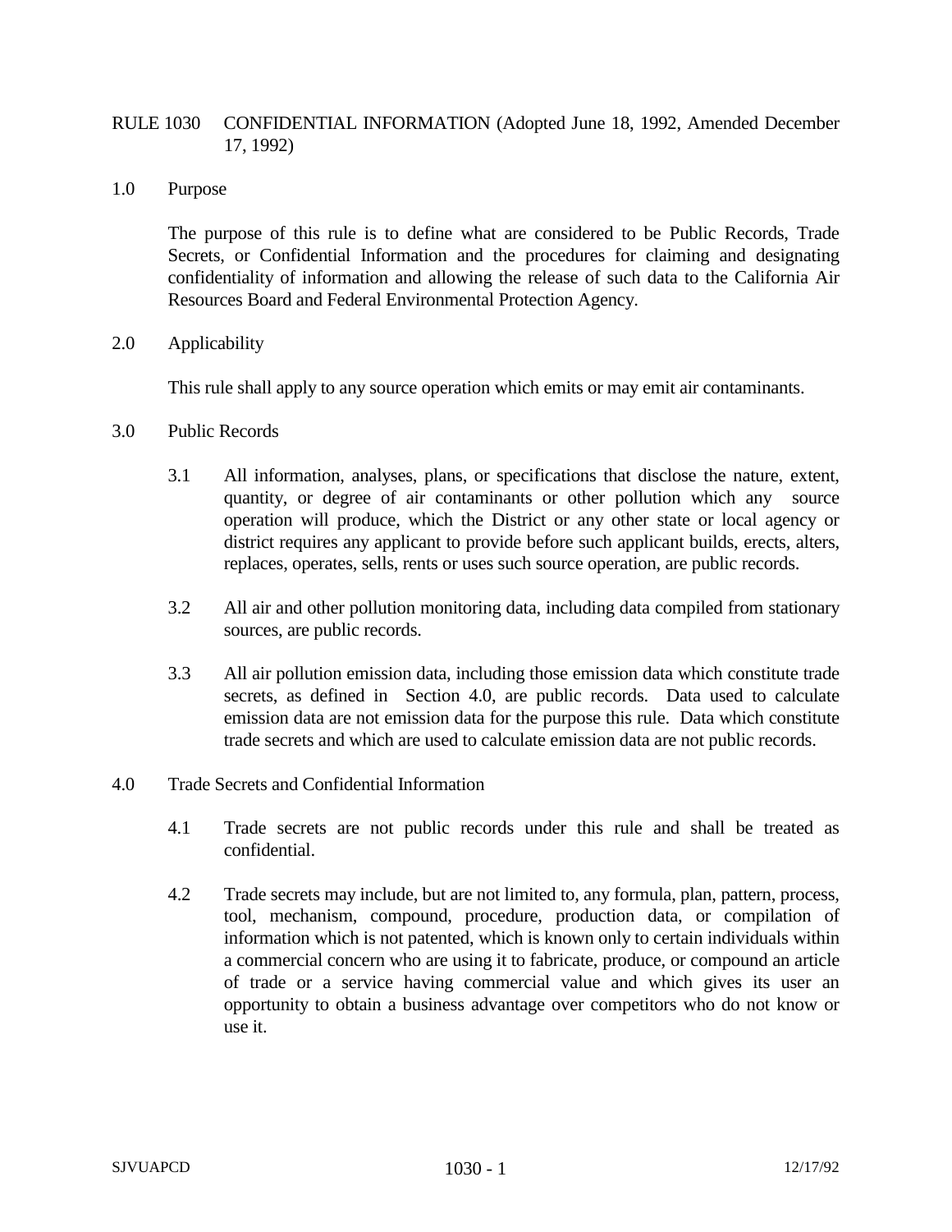# RULE 1030 CONFIDENTIAL INFORMATION (Adopted June 18, 1992, Amended December 17, 1992)

## 1.0 Purpose

The purpose of this rule is to define what are considered to be Public Records, Trade Secrets, or Confidential Information and the procedures for claiming and designating confidentiality of information and allowing the release of such data to the California Air Resources Board and Federal Environmental Protection Agency.

## 2.0 Applicability

This rule shall apply to any source operation which emits or may emit air contaminants.

## 3.0 Public Records

3.1 All information, analyses, plans, or specifications that disclose the nature, extent, quantity, or degree of air contaminants or other pollution which any source operation will produce, which the District or any other state or local agency or district requires any applicant to provide before such applicant builds, erects, alters, replaces, operates, sells, rents or uses such source operation, are public records.

3.2 All air and other pollution monitoring data, including data compiled from stationary sources, are public records.

3.3 All air pollution emission data, including those emission data which constitute trade secrets, as defined in Section 4.0, are public records. Data used to calculate emission data are not emission data for the purpose this rule. Data which constitute trade secrets and which are used to calculate emission data are not public records.

## 4.0 Trade Secrets and Confidential Information

4.1 Trade secrets are not public records under this rule and shall be treated as confidential.

4.2 Trade secrets may include, but are not limited to, any formula, plan, pattern, process, tool, mechanism, compound, procedure, production data, or compilation of information which is not patented, which is known only to certain individuals within a commercial concern who are using it to fabricate, produce, or compound an article of trade or a service having commercial value and which gives its user an opportunity to obtain a business advantage over competitors who do not know or use it.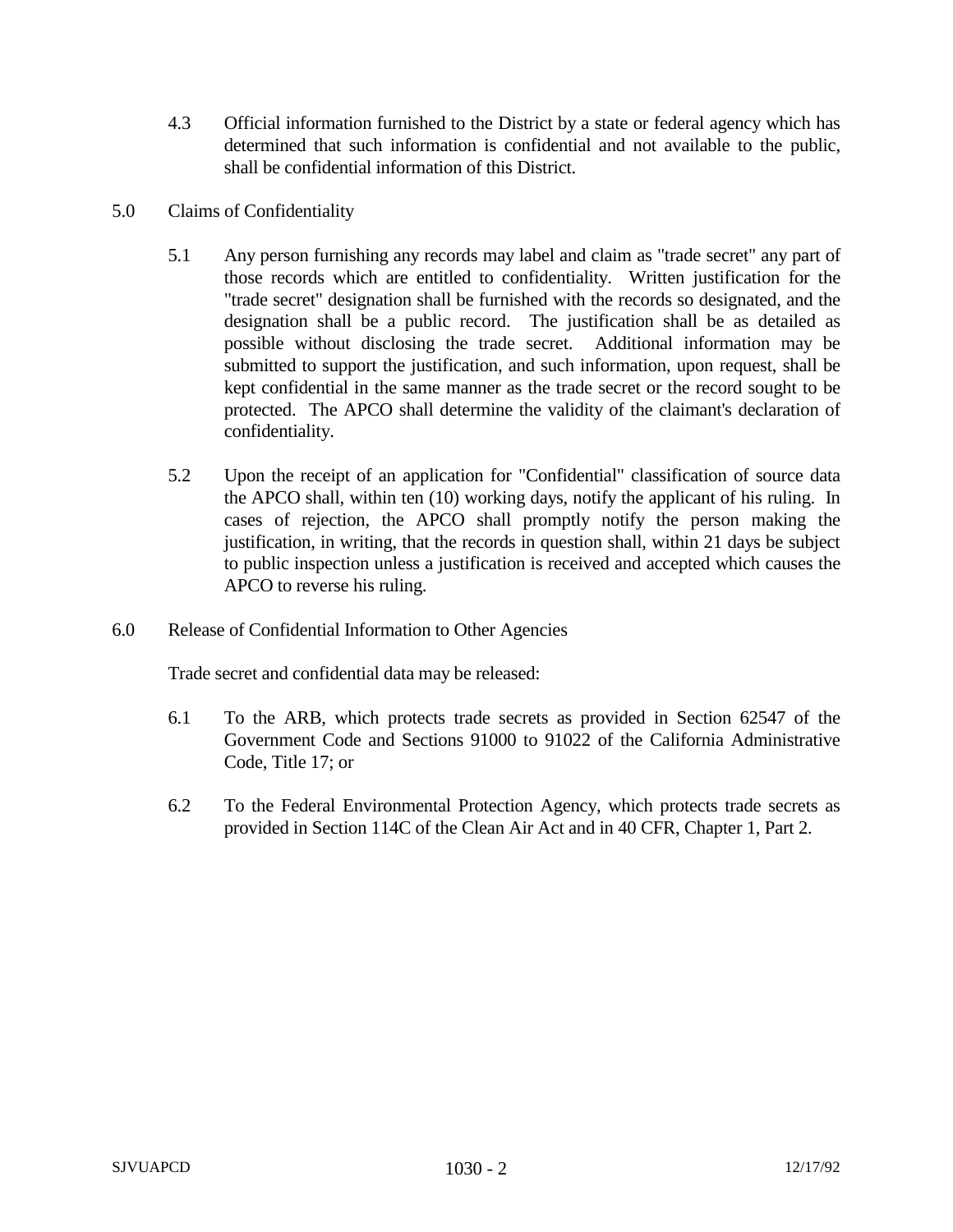4.3 Official information furnished to the District by a state or federal agency which has determined that such information is confidential and not available to the public, shall be confidential information of this District.

## 5.0 Claims of Confidentiality

5.1 Any person furnishing any records may label and claim as "trade secret" any part of those records which are entitled to confidentiality. Written justification for the "trade secret" designation shall be furnished with the records so designated, and the designation shall be a public record. The justification shall be as detailed as possible without disclosing the trade secret. Additional information may be submitted to support the justification, and such information, upon request, shall be kept confidential in the same manner as the trade secret or the record sought to be protected. The APCO shall determine the validity of the claimant's declaration of confidentiality.

5.2 Upon the receipt of an application for "Confidential" classification of source data the APCO shall, within ten (10) working days, notify the applicant of his ruling. In cases of rejection, the APCO shall promptly notify the person making the justification, in writing, that the records in question shall, within 21 days be subject to public inspection unless a justification is received and accepted which causes the APCO to reverse his ruling.

## 6.0 Release of Confidential Information to Other Agencies

Trade secret and confidential data may be released:

6.1 To the ARB, which protects trade secrets as provided in Section 62547 of the Government Code and Sections 91000 to 91022 of the California Administrative Code, Title 17; or

6.2 To the Federal Environmental Protection Agency, which protects trade secrets as provided in Section 114C of the Clean Air Act and in 40 CFR, Chapter 1, Part 2.